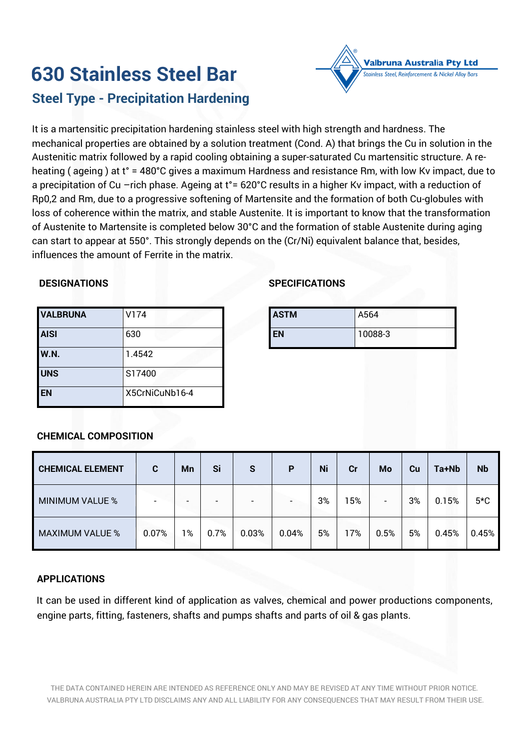# 630 Stainless Steel Bar

## Steel Type - Precipitation Hardening

Valbruna Australia Pty Ltd
Stainless Steel, Reinforcement & Nickel Alloy Bars

It is a martensitic precipitation hardening stainless steel with high strength and hardness. The mechanical properties are obtained by a solution treatment (Cond. A) that brings the Cu in solution in the Austenitic matrix followed by a rapid cooling obtaining a super-saturated Cu martensitic structure. A re-heating ( ageing ) at t° = 480°C gives a maximum Hardness and resistance Rm, with low Kv impact, due to a precipitation of Cu –rich phase. Ageing at t°= 620°C results in a higher Kv impact, with a reduction of Rp0,2 and Rm, due to a progressive softening of Martensite and the formation of both Cu-globules with loss of coherence within the matrix, and stable Austenite. It is important to know that the transformation of Austenite to Martensite is completed below 30°C and the formation of stable Austenite during aging can start to appear at 550°. This strongly depends on the (Cr/Ni) equivalent balance that, besides, influences the amount of Ferrite in the matrix.

### DESIGNATIONS

| VALBRUNA | V174 |
|---|---|
| AISI | 630 |
| W.N. | 1.4542 |
| UNS | S17400 |
| EN | X5CrNiCuNb16-4 |

### SPECIFICATIONS

| ASTM | A564 |
|---|---|
| EN | 10088-3 |

### CHEMICAL COMPOSITION

| CHEMICAL ELEMENT | C | Mn | Si | S | P | Ni | Cr | Mo | Cu | Ta+Nb | Nb |
|---|---|---|---|---|---|---|---|---|---|---|---|
| MINIMUM VALUE % | - | - | - | - | - | 3% | 15% | - | 3% | 0.15% | 5*C |
| MAXIMUM VALUE % | 0.07% | 1% | 0.7% | 0.03% | 0.04% | 5% | 17% | 0.5% | 5% | 0.45% | 0.45% |

### APPLICATIONS

It can be used in different kind of application as valves, chemical and power productions components, engine parts, fitting, fasteners, shafts and pumps shafts and parts of oil & gas plants.

THE DATA CONTAINED HEREIN ARE INTENDED AS REFERENCE ONLY AND MAY BE REVISED AT ANY TIME WITHOUT PRIOR NOTICE. VALBRUNA AUSTRALIA PTY LTD DISCLAIMS ANY AND ALL LIABILITY FOR ANY CONSEQUENCES THAT MAY RESULT FROM THEIR USE.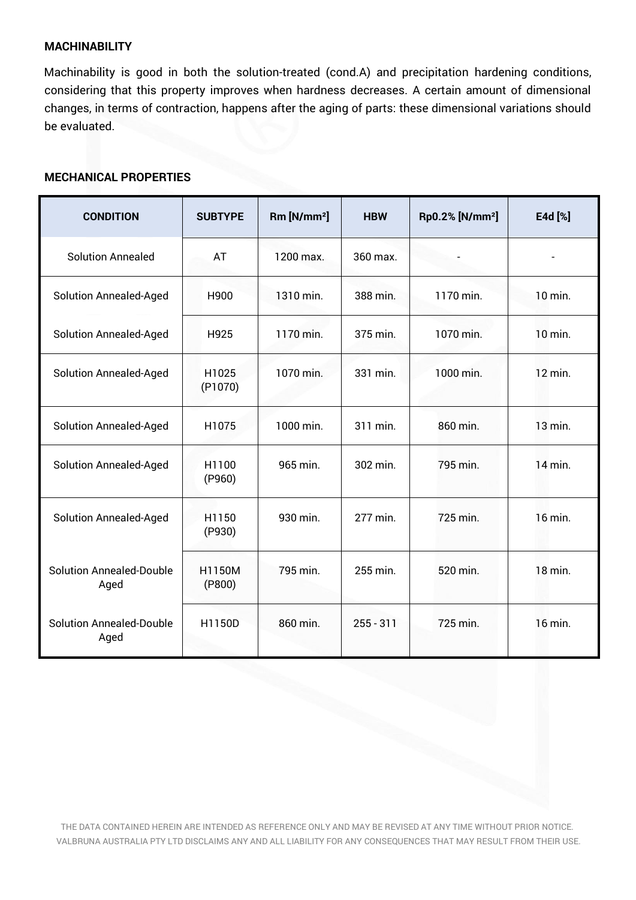**MACHINABILITY**

Machinability is good in both the solution-treated (cond.A) and precipitation hardening conditions, considering that this property improves when hardness decreases. A certain amount of dimensional changes, in terms of contraction, happens after the aging of parts: these dimensional variations should be evaluated.

**MECHANICAL PROPERTIES**

| CONDITION | SUBTYPE | Rm [N/mm²] | HBW | Rp0.2% [N/mm²] | E4d [%] |
|---|---|---|---|---|---|
| Solution Annealed | AT | 1200 max. | 360 max. | - | - |
| Solution Annealed-Aged | H900 | 1310 min. | 388 min. | 1170 min. | 10 min. |
| Solution Annealed-Aged | H925 | 1170 min. | 375 min. | 1070 min. | 10 min. |
| Solution Annealed-Aged | H1025 (P1070) | 1070 min. | 331 min. | 1000 min. | 12 min. |
| Solution Annealed-Aged | H1075 | 1000 min. | 311 min. | 860 min. | 13 min. |
| Solution Annealed-Aged | H1100 (P960) | 965 min. | 302 min. | 795 min. | 14 min. |
| Solution Annealed-Aged | H1150 (P930) | 930 min. | 277 min. | 725 min. | 16 min. |
| Solution Annealed-Double Aged | H1150M (P800) | 795 min. | 255 min. | 520 min. | 18 min. |
| Solution Annealed-Double Aged | H1150D | 860 min. | 255 - 311 | 725 min. | 16 min. |

THE DATA CONTAINED HEREIN ARE INTENDED AS REFERENCE ONLY AND MAY BE REVISED AT ANY TIME WITHOUT PRIOR NOTICE. VALBRUNA AUSTRALIA PTY LTD DISCLAIMS ANY AND ALL LIABILITY FOR ANY CONSEQUENCES THAT MAY RESULT FROM THEIR USE.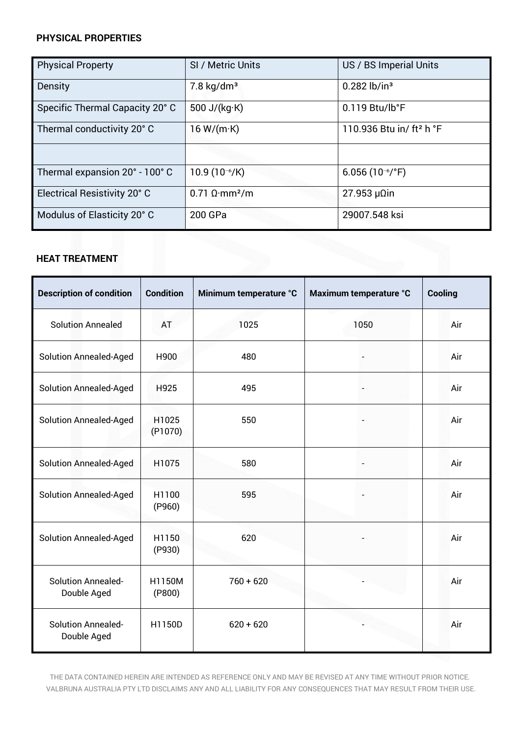### PHYSICAL PROPERTIES

| Physical Property | SI / Metric Units | US / BS Imperial Units |
|---|---|---|
| Density | 7.8 kg/dm³ | 0.282 lb/in³ |
| Specific Thermal Capacity 20° C | 500 J/(kg·K) | 0.119 Btu/lb°F |
| Thermal conductivity 20° C | 16 W/(m·K) | 110.936 Btu in/ ft² h °F |
| | | |
| Thermal expansion 20° - 100° C | 10.9 ($10^{-6}$/K) | 6.056 ($10^{-6}$/°F) |
| Electrical Resistivity 20° C | 0.71 Ω·mm²/m | 27.953 μΩin |
| Modulus of Elasticity 20° C | 200 GPa | 29007.548 ksi |

### HEAT TREATMENT

| Description of condition | Condition | Minimum temperature °C | Maximum temperature °C | Cooling |
|---|---|---|---|---|
| Solution Annealed | AT | 1025 | 1050 | Air |
| Solution Annealed-Aged | H900 | 480 | - | Air |
| Solution Annealed-Aged | H925 | 495 | - | Air |
| Solution Annealed-Aged | H1025 (P1070) | 550 | - | Air |
| Solution Annealed-Aged | H1075 | 580 | - | Air |
| Solution Annealed-Aged | H1100 (P960) | 595 | - | Air |
| Solution Annealed-Aged | H1150 (P930) | 620 | - | Air |
| Solution Annealed-Double Aged | H1150M (P800) | 760 + 620 | - | Air |
| Solution Annealed-Double Aged | H1150D | 620 + 620 | - | Air |

THE DATA CONTAINED HEREIN ARE INTENDED AS REFERENCE ONLY AND MAY BE REVISED AT ANY TIME WITHOUT PRIOR NOTICE. VALBRUNA AUSTRALIA PTY LTD DISCLAIMS ANY AND ALL LIABILITY FOR ANY CONSEQUENCES THAT MAY RESULT FROM THEIR USE.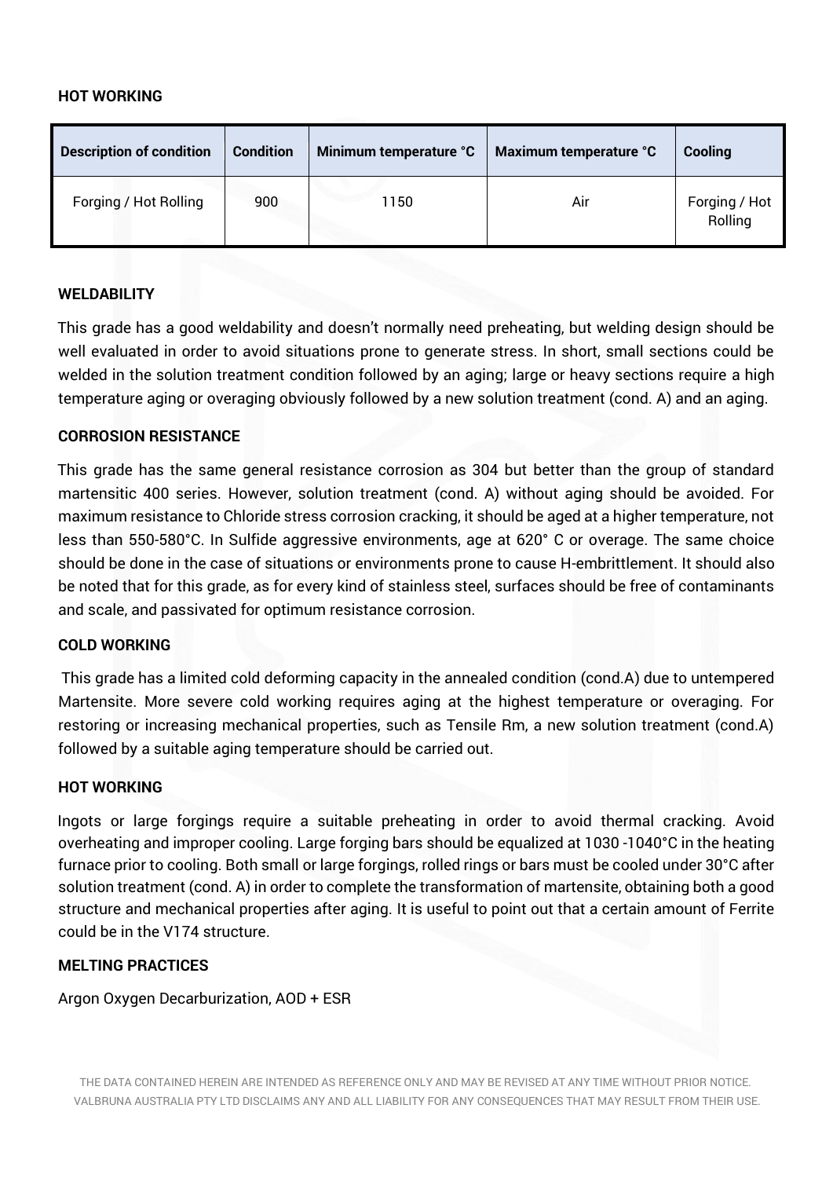**HOT WORKING**

| Description of condition | Condition | Minimum temperature °C | Maximum temperature °C | Cooling |
|---|---|---|---|---|
| Forging / Hot Rolling | 900 | 1150 | Air | Forging / Hot Rolling |

**WELDABILITY**

This grade has a good weldability and doesn't normally need preheating, but welding design should be well evaluated in order to avoid situations prone to generate stress. In short, small sections could be welded in the solution treatment condition followed by an aging; large or heavy sections require a high temperature aging or overaging obviously followed by a new solution treatment (cond. A) and an aging.

**CORROSION RESISTANCE**

This grade has the same general resistance corrosion as 304 but better than the group of standard martensitic 400 series. However, solution treatment (cond. A) without aging should be avoided. For maximum resistance to Chloride stress corrosion cracking, it should be aged at a higher temperature, not less than 550-580°C. In Sulfide aggressive environments, age at 620° C or overage. The same choice should be done in the case of situations or environments prone to cause H-embrittlement. It should also be noted that for this grade, as for every kind of stainless steel, surfaces should be free of contaminants and scale, and passivated for optimum resistance corrosion.

**COLD WORKING**

This grade has a limited cold deforming capacity in the annealed condition (cond.A) due to untempered Martensite. More severe cold working requires aging at the highest temperature or overaging. For restoring or increasing mechanical properties, such as Tensile Rm, a new solution treatment (cond.A) followed by a suitable aging temperature should be carried out.

**HOT WORKING**

Ingots or large forgings require a suitable preheating in order to avoid thermal cracking. Avoid overheating and improper cooling. Large forging bars should be equalized at 1030 -1040°C in the heating furnace prior to cooling. Both small or large forgings, rolled rings or bars must be cooled under 30°C after solution treatment (cond. A) in order to complete the transformation of martensite, obtaining both a good structure and mechanical properties after aging. It is useful to point out that a certain amount of Ferrite could be in the V174 structure.

**MELTING PRACTICES**

Argon Oxygen Decarburization, AOD + ESR

THE DATA CONTAINED HEREIN ARE INTENDED AS REFERENCE ONLY AND MAY BE REVISED AT ANY TIME WITHOUT PRIOR NOTICE. VALBRUNA AUSTRALIA PTY LTD DISCLAIMS ANY AND ALL LIABILITY FOR ANY CONSEQUENCES THAT MAY RESULT FROM THEIR USE.